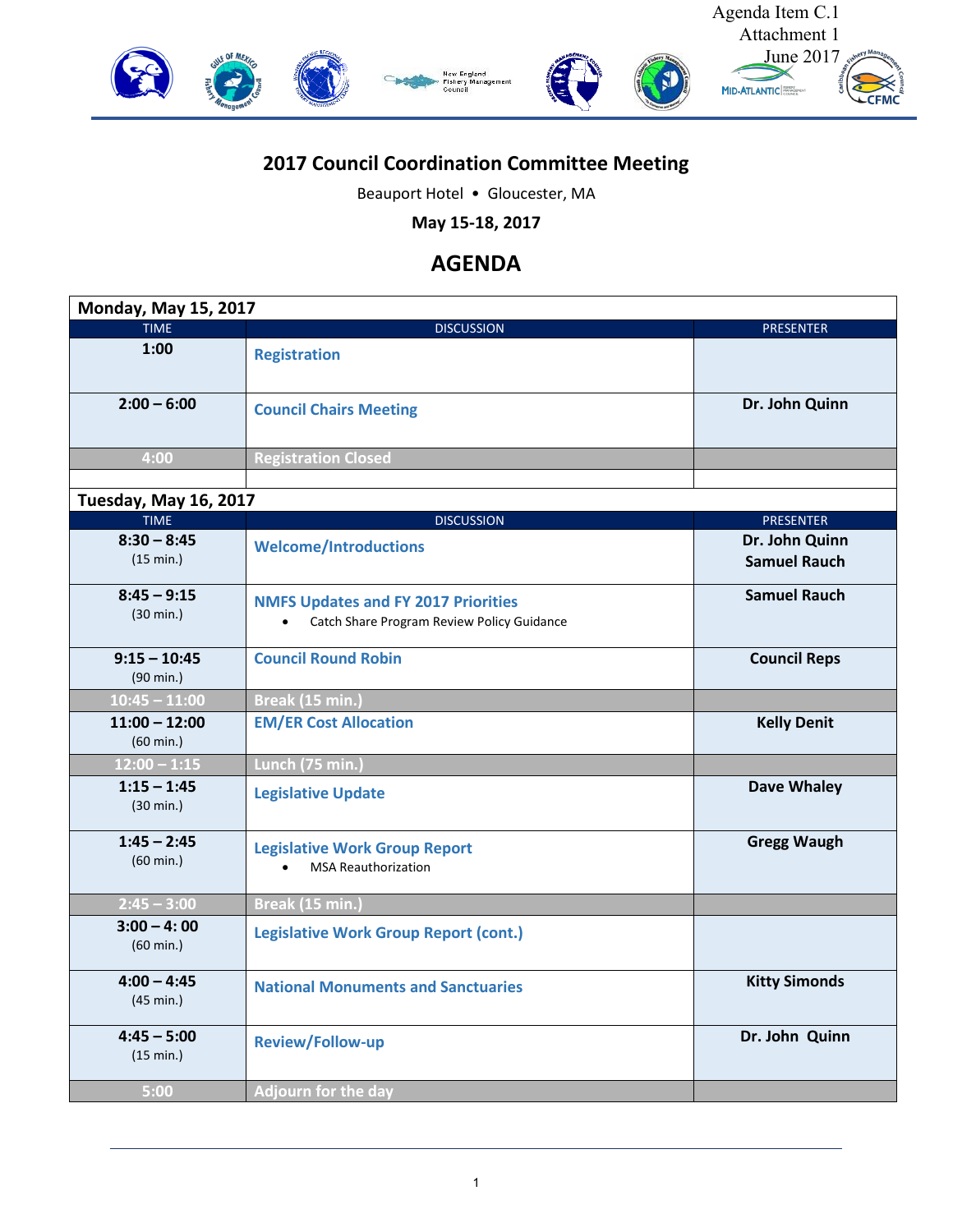Agenda Item C.1
Attachment 1
June 2017

# 2017 Council Coordination Committee Meeting

Beauport Hotel • Gloucester, MA

**May 15-18, 2017**

## AGENDA

| Monday, May 15, 2017 | | |
|---|---|---|
| TIME | DISCUSSION | PRESENTER |
| **1:00** | **Registration** | |
| **2:00 – 6:00** | **Council Chairs Meeting** | **Dr. John Quinn** |
| **4:00** | **Registration Closed** | |

| Tuesday, May 16, 2017 | | |
|---|---|---|
| TIME | DISCUSSION | PRESENTER |
| **8:30 – 8:45** (15 min.) | **Welcome/Introductions** | **Dr. John Quinn**<br>**Samuel Rauch** |
| **8:45 – 9:15** (30 min.) | **NMFS Updates and FY 2017 Priorities**<br>• Catch Share Program Review Policy Guidance | **Samuel Rauch** |
| **9:15 – 10:45** (90 min.) | **Council Round Robin** | **Council Reps** |
| **10:45 – 11:00** | **Break (15 min.)** | |
| **11:00 – 12:00** (60 min.) | **EM/ER Cost Allocation** | **Kelly Denit** |
| **12:00 – 1:15** | **Lunch (75 min.)** | |
| **1:15 – 1:45** (30 min.) | **Legislative Update** | **Dave Whaley** |
| **1:45 – 2:45** (60 min.) | **Legislative Work Group Report**<br>• MSA Reauthorization | **Gregg Waugh** |
| **2:45 – 3:00** | **Break (15 min.)** | |
| **3:00 – 4: 00** (60 min.) | **Legislative Work Group Report (cont.)** | |
| **4:00 – 4:45** (45 min.) | **National Monuments and Sanctuaries** | **Kitty Simonds** |
| **4:45 – 5:00** (15 min.) | **Review/Follow-up** | **Dr. John Quinn** |
| **5:00** | **Adjourn for the day** | |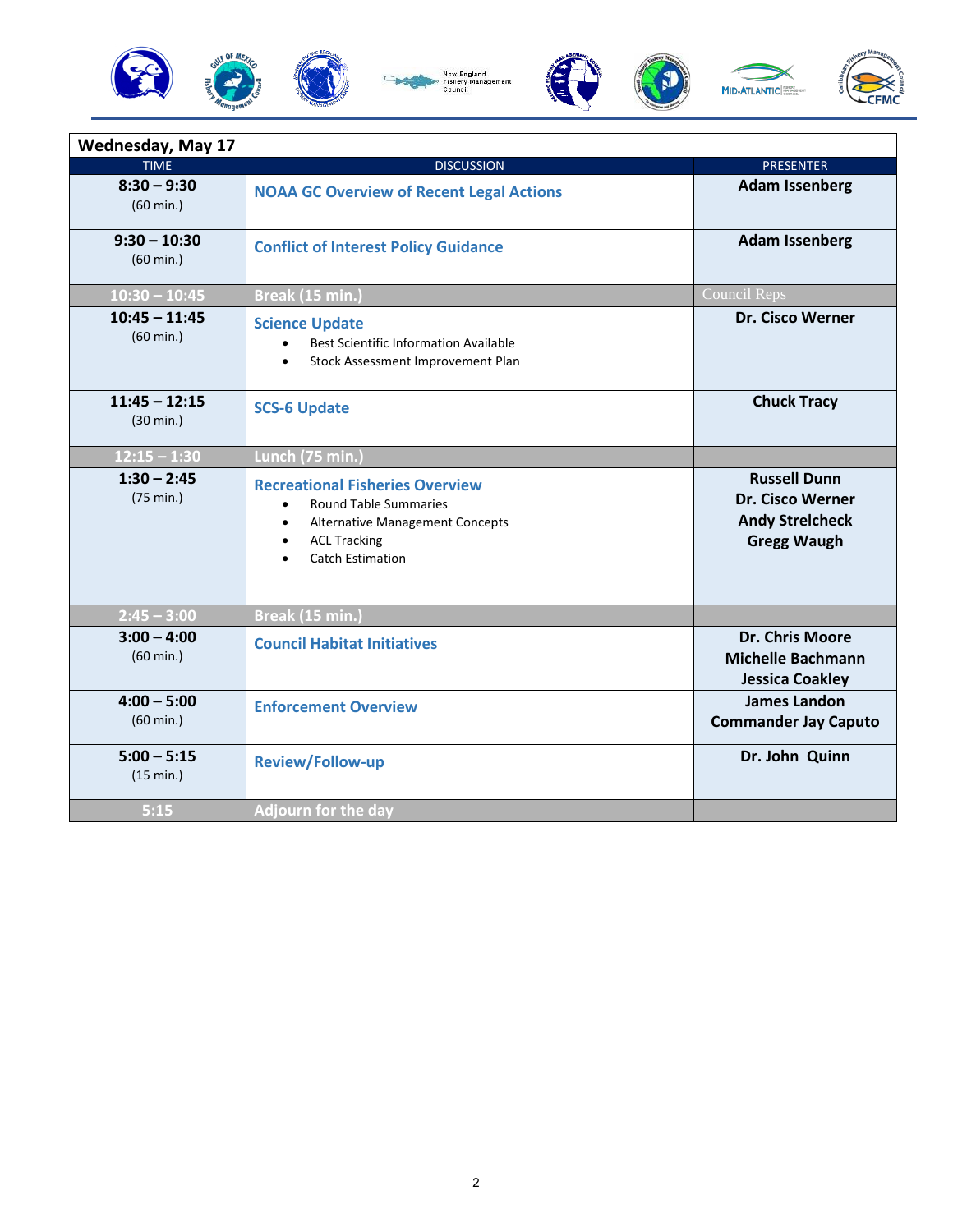| Wednesday, May 17 | | |
|---|---|---|
| TIME | DISCUSSION | PRESENTER |
| **8:30 – 9:30** (60 min.) | **NOAA GC Overview of Recent Legal Actions** | **Adam Issenberg** |
| **9:30 – 10:30** (60 min.) | **Conflict of Interest Policy Guidance** | **Adam Issenberg** |
| **10:30 – 10:45** | **Break (15 min.)** | Council Reps |
| **10:45 – 11:45** (60 min.) | **Science Update** <br>• Best Scientific Information Available <br>• Stock Assessment Improvement Plan | **Dr. Cisco Werner** |
| **11:45 – 12:15** (30 min.) | **SCS-6 Update** | **Chuck Tracy** |
| **12:15 – 1:30** | **Lunch (75 min.)** | |
| **1:30 – 2:45** (75 min.) | **Recreational Fisheries Overview** <br>• Round Table Summaries <br>• Alternative Management Concepts <br>• ACL Tracking <br>• Catch Estimation | **Russell Dunn** <br>**Dr. Cisco Werner** <br>**Andy Strelcheck** <br>**Gregg Waugh** |
| **2:45 – 3:00** | **Break (15 min.)** | |
| **3:00 – 4:00** (60 min.) | **Council Habitat Initiatives** | **Dr. Chris Moore** <br>**Michelle Bachmann** <br>**Jessica Coakley** |
| **4:00 – 5:00** (60 min.) | **Enforcement Overview** | **James Landon** <br>**Commander Jay Caputo** |
| **5:00 – 5:15** (15 min.) | **Review/Follow-up** | **Dr. John Quinn** |
| **5:15** | **Adjourn for the day** | |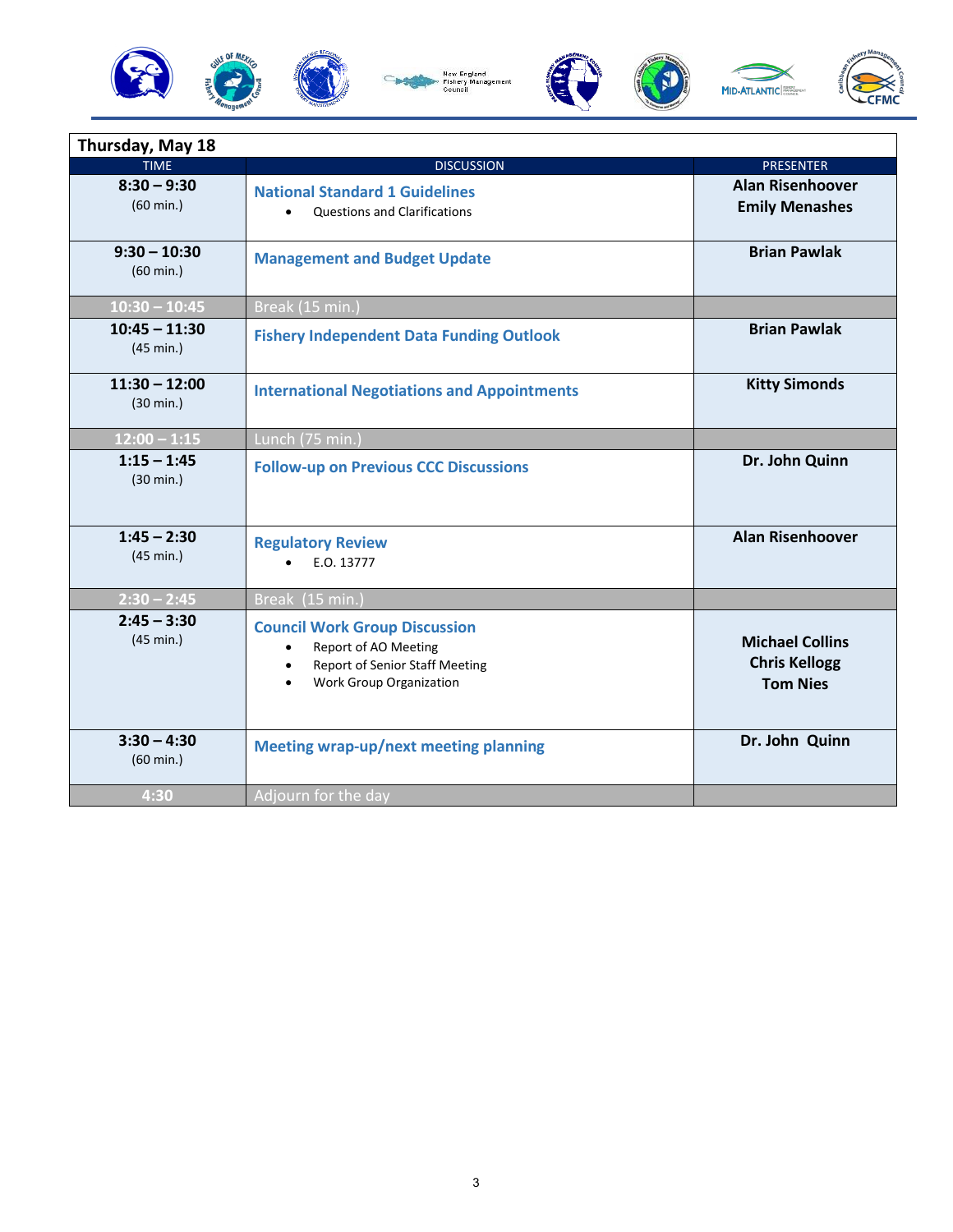| Thursday, May 18 | | |
|---|---|---|
| TIME | DISCUSSION | PRESENTER |
| **8:30 – 9:30** (60 min.) | **National Standard 1 Guidelines**<br>• Questions and Clarifications | **Alan Risenhoover**<br>**Emily Menashes** |
| **9:30 – 10:30** (60 min.) | **Management and Budget Update** | **Brian Pawlak** |
| 10:30 – 10:45 | Break (15 min.) | |
| **10:45 – 11:30** (45 min.) | **Fishery Independent Data Funding Outlook** | **Brian Pawlak** |
| **11:30 – 12:00** (30 min.) | **International Negotiations and Appointments** | **Kitty Simonds** |
| 12:00 – 1:15 | Lunch (75 min.) | |
| **1:15 – 1:45** (30 min.) | **Follow-up on Previous CCC Discussions** | **Dr. John Quinn** |
| **1:45 – 2:30** (45 min.) | **Regulatory Review**<br>• E.O. 13777 | **Alan Risenhoover** |
| 2:30 – 2:45 | Break (15 min.) | |
| **2:45 – 3:30** (45 min.) | **Council Work Group Discussion**<br>• Report of AO Meeting<br>• Report of Senior Staff Meeting<br>• Work Group Organization | **Michael Collins**<br>**Chris Kellogg**<br>**Tom Nies** |
| **3:30 – 4:30** (60 min.) | **Meeting wrap-up/next meeting planning** | **Dr. John Quinn** |
| 4:30 | Adjourn for the day | |